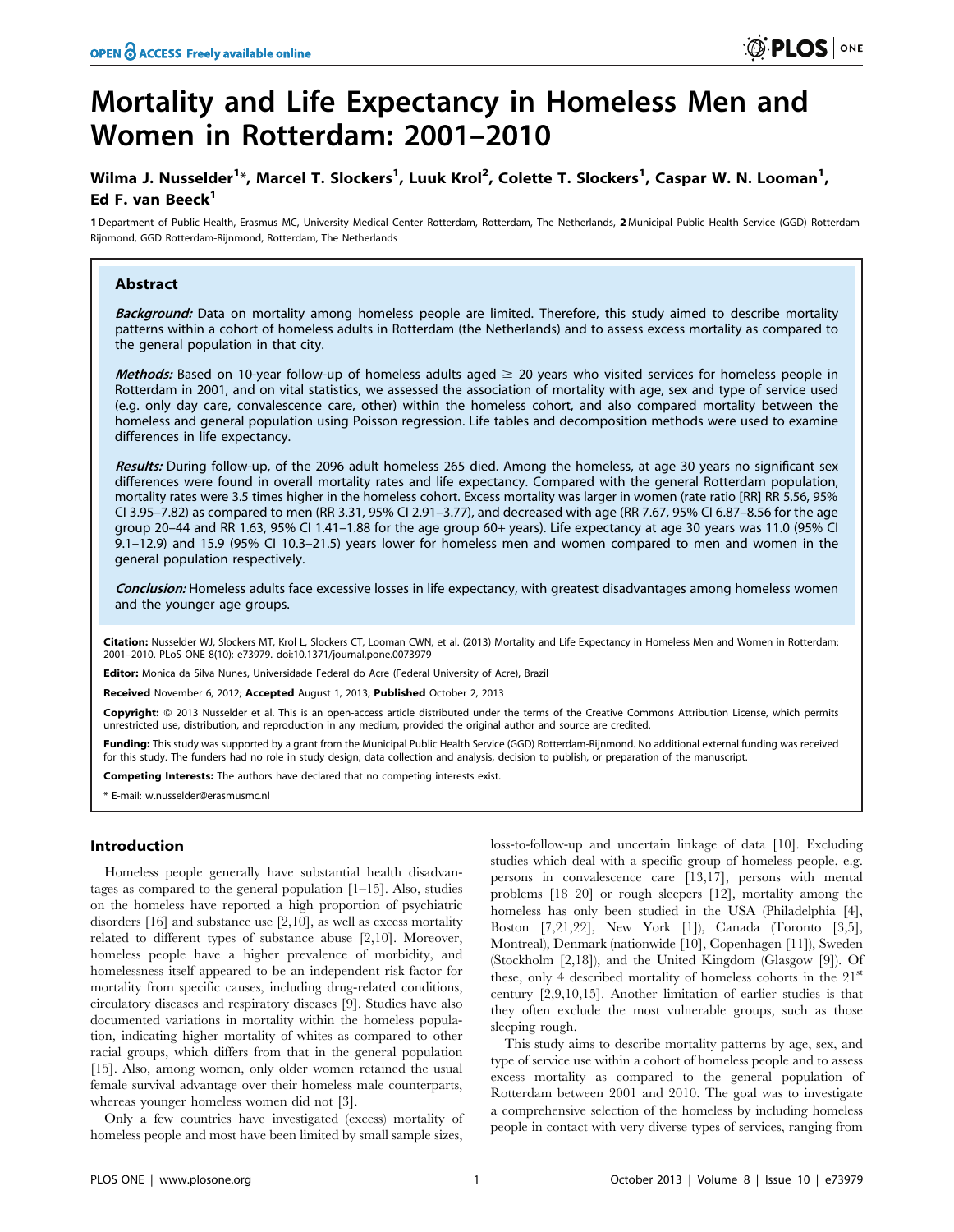# Mortality and Life Expectancy in Homeless Men and Women in Rotterdam: 2001–2010

**Wilma J. Nusselder[1]*, Marcel T. Slockers[1], Luuk Krol[2], Colette T. Slockers[1], Caspar W. N. Looman[1], Ed F. van Beeck[1]**

1 Department of Public Health, Erasmus MC, University Medical Center Rotterdam, Rotterdam, The Netherlands, 2 Municipal Public Health Service (GGD) Rotterdam-Rijnmond, GGD Rotterdam-Rijnmond, Rotterdam, The Netherlands

## Abstract

***Background:*** Data on mortality among homeless people are limited. Therefore, this study aimed to describe mortality patterns within a cohort of homeless adults in Rotterdam (the Netherlands) and to assess excess mortality as compared to the general population in that city.

***Methods:*** Based on 10-year follow-up of homeless adults aged $\geq$ 20 years who visited services for homeless people in Rotterdam in 2001, and on vital statistics, we assessed the association of mortality with age, sex and type of service used (e.g. only day care, convalescence care, other) within the homeless cohort, and also compared mortality between the homeless and general population using Poisson regression. Life tables and decomposition methods were used to examine differences in life expectancy.

***Results:*** During follow-up, of the 2096 adult homeless 265 died. Among the homeless, at age 30 years no significant sex differences were found in overall mortality rates and life expectancy. Compared with the general Rotterdam population, mortality rates were 3.5 times higher in the homeless cohort. Excess mortality was larger in women (rate ratio [RR] RR 5.56, 95% CI 3.95–7.82) as compared to men (RR 3.31, 95% CI 2.91–3.77), and decreased with age (RR 7.67, 95% CI 6.87–8.56 for the age group 20–44 and RR 1.63, 95% CI 1.41–1.88 for the age group 60+ years). Life expectancy at age 30 years was 11.0 (95% CI 9.1–12.9) and 15.9 (95% CI 10.3–21.5) years lower for homeless men and women compared to men and women in the general population respectively.

***Conclusion:*** Homeless adults face excessive losses in life expectancy, with greatest disadvantages among homeless women and the younger age groups.

**Citation:** Nusselder WJ, Slockers MT, Krol L, Slockers CT, Looman CWN, et al. (2013) Mortality and Life Expectancy in Homeless Men and Women in Rotterdam: 2001–2010. PLoS ONE 8(10): e73979. doi:10.1371/journal.pone.0073979

**Editor:** Monica da Silva Nunes, Universidade Federal do Acre (Federal University of Acre), Brazil

**Received** November 6, 2012; **Accepted** August 1, 2013; **Published** October 2, 2013

**Copyright:** © 2013 Nusselder et al. This is an open-access article distributed under the terms of the Creative Commons Attribution License, which permits unrestricted use, distribution, and reproduction in any medium, provided the original author and source are credited.

**Funding:** This study was supported by a grant from the Municipal Public Health Service (GGD) Rotterdam-Rijnmond. No additional external funding was received for this study. The funders had no role in study design, data collection and analysis, decision to publish, or preparation of the manuscript.

**Competing Interests:** The authors have declared that no competing interests exist.

\* E-mail: w.nusselder@erasmusmc.nl

## Introduction

Homeless people generally have substantial health disadvantages as compared to the general population [1–15]. Also, studies on the homeless have reported a high proportion of psychiatric disorders [16] and substance use [2,10], as well as excess mortality related to different types of substance abuse [2,10]. Moreover, homeless people have a higher prevalence of morbidity, and homelessness itself appeared to be an independent risk factor for mortality from specific causes, including drug-related conditions, circulatory diseases and respiratory diseases [9]. Studies have also documented variations in mortality within the homeless population, indicating higher mortality of whites as compared to other racial groups, which differs from that in the general population [15]. Also, among women, only older women retained the usual female survival advantage over their homeless male counterparts, whereas younger homeless women did not [3].

Only a few countries have investigated (excess) mortality of homeless people and most have been limited by small sample sizes, loss-to-follow-up and uncertain linkage of data [10]. Excluding studies which deal with a specific group of homeless people, e.g. persons in convalescence care [13,17], persons with mental problems [18–20] or rough sleepers [12], mortality among the homeless has only been studied in the USA (Philadelphia [4], Boston [7,21,22], New York [1]), Canada (Toronto [3,5], Montreal), Denmark (nationwide [10], Copenhagen [11]), Sweden (Stockholm [2,18]), and the United Kingdom (Glasgow [9]). Of these, only 4 described mortality of homeless cohorts in the 21st century [2,9,10,15]. Another limitation of earlier studies is that they often exclude the most vulnerable groups, such as those sleeping rough.

This study aims to describe mortality patterns by age, sex, and type of service use within a cohort of homeless people and to assess excess mortality as compared to the general population of Rotterdam between 2001 and 2010. The goal was to investigate a comprehensive selection of the homeless by including homeless people in contact with very diverse types of services, ranging from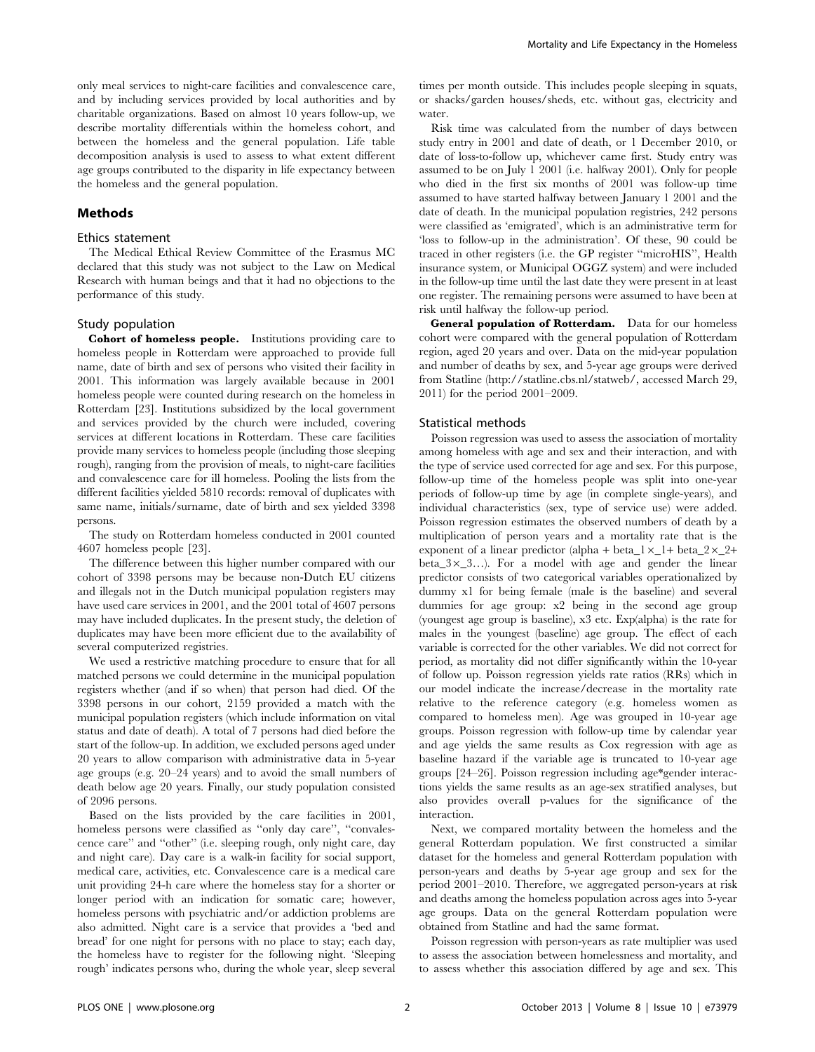only meal services to night-care facilities and convalescence care, and by including services provided by local authorities and by charitable organizations. Based on almost 10 years follow-up, we describe mortality differentials within the homeless cohort, and between the homeless and the general population. Life table decomposition analysis is used to assess to what extent different age groups contributed to the disparity in life expectancy between the homeless and the general population.

## Methods

### Ethics statement

The Medical Ethical Review Committee of the Erasmus MC declared that this study was not subject to the Law on Medical Research with human beings and that it had no objections to the performance of this study.

### Study population

**Cohort of homeless people.** Institutions providing care to homeless people in Rotterdam were approached to provide full name, date of birth and sex of persons who visited their facility in 2001. This information was largely available because in 2001 homeless people were counted during research on the homeless in Rotterdam [23]. Institutions subsidized by the local government and services provided by the church were included, covering services at different locations in Rotterdam. These care facilities provide many services to homeless people (including those sleeping rough), ranging from the provision of meals, to night-care facilities and convalescence care for ill homeless. Pooling the lists from the different facilities yielded 5810 records: removal of duplicates with same name, initials/surname, date of birth and sex yielded 3398 persons.

The study on Rotterdam homeless conducted in 2001 counted 4607 homeless people [23].

The difference between this higher number compared with our cohort of 3398 persons may be because non-Dutch EU citizens and illegals not in the Dutch municipal population registers may have used care services in 2001, and the 2001 total of 4607 persons may have included duplicates. In the present study, the deletion of duplicates may have been more efficient due to the availability of several computerized registries.

We used a restrictive matching procedure to ensure that for all matched persons we could determine in the municipal population registers whether (and if so when) that person had died. Of the 3398 persons in our cohort, 2159 provided a match with the municipal population registers (which include information on vital status and date of death). A total of 7 persons had died before the start of the follow-up. In addition, we excluded persons aged under 20 years to allow comparison with administrative data in 5-year age groups (e.g. 20–24 years) and to avoid the small numbers of death below age 20 years. Finally, our study population consisted of 2096 persons.

Based on the lists provided by the care facilities in 2001, homeless persons were classified as "only day care", "convalescence care" and "other" (i.e. sleeping rough, only night care, day and night care). Day care is a walk-in facility for social support, medical care, activities, etc. Convalescence care is a medical care unit providing 24-h care where the homeless stay for a shorter or longer period with an indication for somatic care; however, homeless persons with psychiatric and/or addiction problems are also admitted. Night care is a service that provides a 'bed and bread' for one night for persons with no place to stay; each day, the homeless have to register for the following night. 'Sleeping rough' indicates persons who, during the whole year, sleep several times per month outside. This includes people sleeping in squats, or shacks/garden houses/sheds, etc. without gas, electricity and water.

Risk time was calculated from the number of days between study entry in 2001 and date of death, or 1 December 2010, or date of loss-to-follow up, whichever came first. Study entry was assumed to be on July 1 2001 (i.e. halfway 2001). Only for people who died in the first six months of 2001 was follow-up time assumed to have started halfway between January 1 2001 and the date of death. In the municipal population registries, 242 persons were classified as 'emigrated', which is an administrative term for 'loss to follow-up in the administration'. Of these, 90 could be traced in other registers (i.e. the GP register "microHIS", Health insurance system, or Municipal OGGZ system) and were included in the follow-up time until the last date they were present in at least one register. The remaining persons were assumed to have been at risk until halfway the follow-up period.

**General population of Rotterdam.** Data for our homeless cohort were compared with the general population of Rotterdam region, aged 20 years and over. Data on the mid-year population and number of deaths by sex, and 5-year age groups were derived from Statline (http://statline.cbs.nl/statweb/, accessed March 29, 2011) for the period 2001–2009.

### Statistical methods

Poisson regression was used to assess the association of mortality among homeless with age and sex and their interaction, and with the type of service used corrected for age and sex. For this purpose, follow-up time of the homeless people was split into one-year periods of follow-up time by age (in complete single-years), and individual characteristics (sex, type of service use) were added. Poisson regression estimates the observed numbers of death by a multiplication of person years and a mortality rate that is the exponent of a linear predictor (alpha + beta_1×_1+ beta_2×_2+ beta_3×_3…). For a model with age and gender the linear predictor consists of two categorical variables operationalized by dummy x1 for being female (male is the baseline) and several dummies for age group: x2 being in the second age group (youngest age group is baseline), x3 etc. Exp(alpha) is the rate for males in the youngest (baseline) age group. The effect of each variable is corrected for the other variables. We did not correct for period, as mortality did not differ significantly within the 10-year of follow up. Poisson regression yields rate ratios (RRs) which in our model indicate the increase/decrease in the mortality rate relative to the reference category (e.g. homeless women as compared to homeless men). Age was grouped in 10-year age groups. Poisson regression with follow-up time by calendar year and age yields the same results as Cox regression with age as baseline hazard if the variable age is truncated to 10-year age groups [24–26]. Poisson regression including age*gender interactions yields the same results as an age-sex stratified analyses, but also provides overall p-values for the significance of the interaction.

Next, we compared mortality between the homeless and the general Rotterdam population. We first constructed a similar dataset for the homeless and general Rotterdam population with person-years and deaths by 5-year age group and sex for the period 2001–2010. Therefore, we aggregated person-years at risk and deaths among the homeless population across ages into 5-year age groups. Data on the general Rotterdam population were obtained from Statline and had the same format.

Poisson regression with person-years as rate multiplier was used to assess the association between homelessness and mortality, and to assess whether this association differed by age and sex. This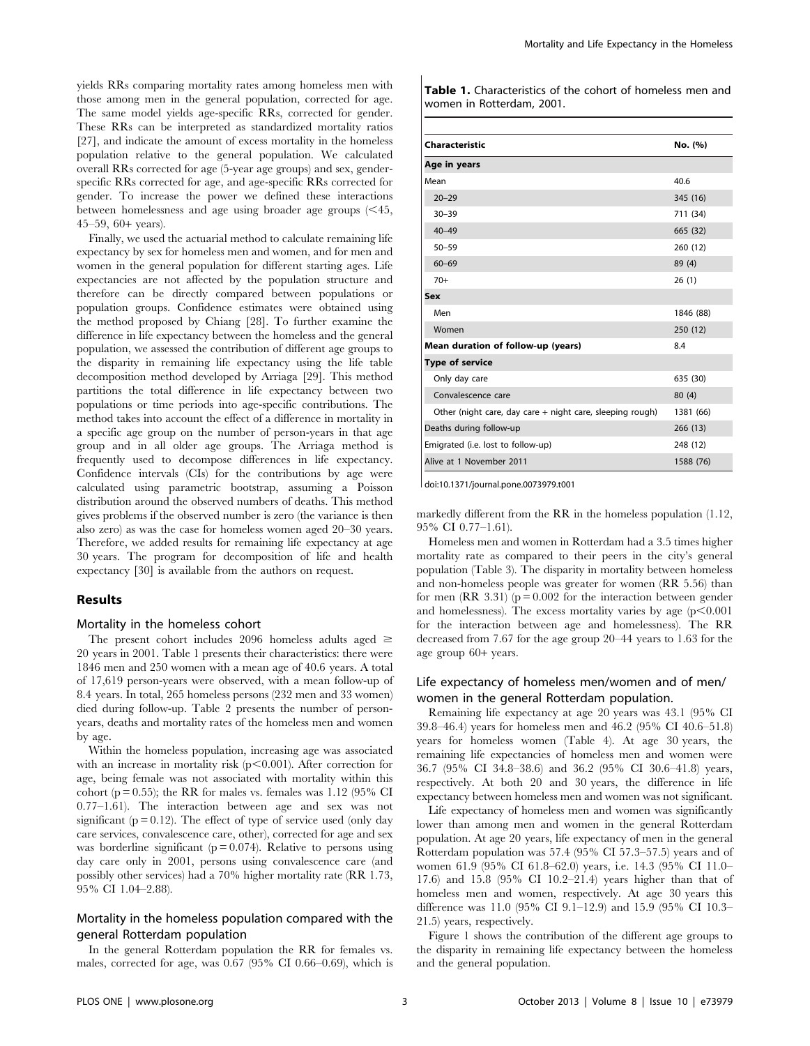yields RRs comparing mortality rates among homeless men with those among men in the general population, corrected for age. The same model yields age-specific RRs, corrected for gender. These RRs can be interpreted as standardized mortality ratios [27], and indicate the amount of excess mortality in the homeless population relative to the general population. We calculated overall RRs corrected for age (5-year age groups) and sex, gender-specific RRs corrected for age, and age-specific RRs corrected for gender. To increase the power we defined these interactions between homelessness and age using broader age groups (<45, 45–59, 60+ years).

Finally, we used the actuarial method to calculate remaining life expectancy by sex for homeless men and women, and for men and women in the general population for different starting ages. Life expectancies are not affected by the population structure and therefore can be directly compared between populations or population groups. Confidence estimates were obtained using the method proposed by Chiang [28]. To further examine the difference in life expectancy between the homeless and the general population, we assessed the contribution of different age groups to the disparity in remaining life expectancy using the life table decomposition method developed by Arriaga [29]. This method partitions the total difference in life expectancy between two populations or time periods into age-specific contributions. The method takes into account the effect of a difference in mortality in a specific age group on the number of person-years in that age group and in all older age groups. The Arriaga method is frequently used to decompose differences in life expectancy. Confidence intervals (CIs) for the contributions by age were calculated using parametric bootstrap, assuming a Poisson distribution around the observed numbers of deaths. This method gives problems if the observed number is zero (the variance is then also zero) as was the case for homeless women aged 20–30 years. Therefore, we added results for remaining life expectancy at age 30 years. The program for decomposition of life and health expectancy [30] is available from the authors on request.

## Results

### Mortality in the homeless cohort

The present cohort includes 2096 homeless adults aged ≥ 20 years in 2001. Table 1 presents their characteristics: there were 1846 men and 250 women with a mean age of 40.6 years. A total of 17,619 person-years were observed, with a mean follow-up of 8.4 years. In total, 265 homeless persons (232 men and 33 women) died during follow-up. Table 2 presents the number of person-years, deaths and mortality rates of the homeless men and women by age.

Within the homeless population, increasing age was associated with an increase in mortality risk ($p<0.001$). After correction for age, being female was not associated with mortality within this cohort ($p = 0.55$); the RR for males vs. females was 1.12 (95% CI 0.77–1.61). The interaction between age and sex was not significant ($p = 0.12$). The effect of type of service used (only day care services, convalescence care, other), corrected for age and sex was borderline significant ($p = 0.074$). Relative to persons using day care only in 2001, persons using convalescence care (and possibly other services) had a 70% higher mortality rate (RR 1.73, 95% CI 1.04–2.88).

### Mortality in the homeless population compared with the general Rotterdam population

In the general Rotterdam population the RR for females vs. males, corrected for age, was 0.67 (95% CI 0.66–0.69), which is markedly different from the RR in the homeless population (1.12, 95% CI 0.77–1.61).

**Table 1.** Characteristics of the cohort of homeless men and women in Rotterdam, 2001.

| Characteristic | No. (%) |
|---|---|
| **Age in years** | |
| Mean | 40.6 |
| 20–29 | 345 (16) |
| 30–39 | 711 (34) |
| 40–49 | 665 (32) |
| 50–59 | 260 (12) |
| 60–69 | 89 (4) |
| 70+ | 26 (1) |
| **Sex** | |
| Men | 1846 (88) |
| Women | 250 (12) |
| **Mean duration of follow-up (years)** | 8.4 |
| **Type of service** | |
| Only day care | 635 (30) |
| Convalescence care | 80 (4) |
| Other (night care, day care + night care, sleeping rough) | 1381 (66) |
| Deaths during follow-up | 266 (13) |
| Emigrated (i.e. lost to follow-up) | 248 (12) |
| Alive at 1 November 2011 | 1588 (76) |

doi:10.1371/journal.pone.0073979.t001

Homeless men and women in Rotterdam had a 3.5 times higher mortality rate as compared to their peers in the city's general population (Table 3). The disparity in mortality between homeless and non-homeless people was greater for women (RR 5.56) than for men (RR 3.31) ($p = 0.002$ for the interaction between gender and homelessness). The excess mortality varies by age ($p<0.001$ for the interaction between age and homelessness). The RR decreased from 7.67 for the age group 20–44 years to 1.63 for the age group 60+ years.

### Life expectancy of homeless men/women and of men/women in the general Rotterdam population.

Remaining life expectancy at age 20 years was 43.1 (95% CI 39.8–46.4) years for homeless men and 46.2 (95% CI 40.6–51.8) years for homeless women (Table 4). At age 30 years, the remaining life expectancies of homeless men and women were 36.7 (95% CI 34.8–38.6) and 36.2 (95% CI 30.6–41.8) years, respectively. At both 20 and 30 years, the difference in life expectancy between homeless men and women was not significant.

Life expectancy of homeless men and women was significantly lower than among men and women in the general Rotterdam population. At age 20 years, life expectancy of men in the general Rotterdam population was 57.4 (95% CI 57.3–57.5) years and of women 61.9 (95% CI 61.8–62.0) years, i.e. 14.3 (95% CI 11.0–17.6) and 15.8 (95% CI 10.2–21.4) years higher than that of homeless men and women, respectively. At age 30 years this difference was 11.0 (95% CI 9.1–12.9) and 15.9 (95% CI 10.3–21.5) years, respectively.

Figure 1 shows the contribution of the different age groups to the disparity in remaining life expectancy between the homeless and the general population.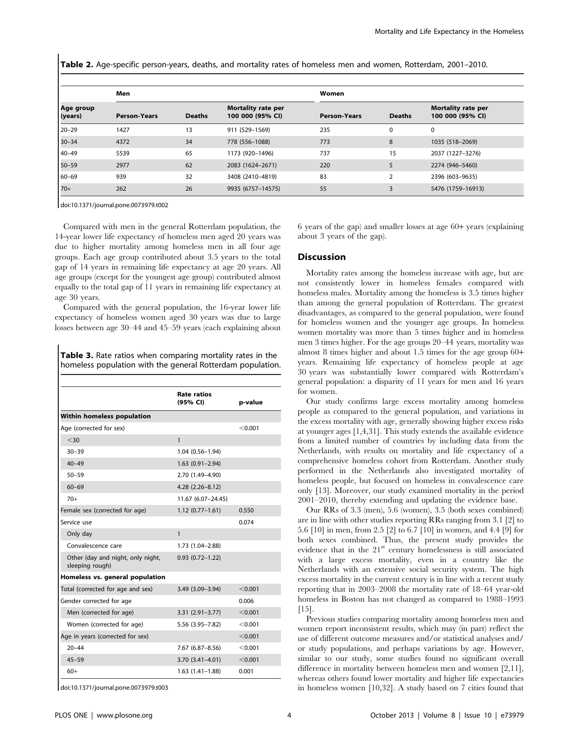**Table 2.** Age-specific person-years, deaths, and mortality rates of homeless men and women, Rotterdam, 2001–2010.

| Age group (years) | Men | | | Women | | |
|---|---|---|---|---|---|---|
| | Person-Years | Deaths | Mortality rate per 100 000 (95% CI) | Person-Years | Deaths | Mortality rate per 100 000 (95% CI) |
| 20–29 | 1427 | 13 | 911 (529–1569) | 235 | 0 | 0 |
| 30–34 | 4372 | 34 | 778 (556–1088) | 773 | 8 | 1035 (518–2069) |
| 40–49 | 5539 | 65 | 1173 (920–1496) | 737 | 15 | 2037 (1227–3276) |
| 50–59 | 2977 | 62 | 2083 (1624–2671) | 220 | 5 | 2274 (946–5460) |
| 60–69 | 939 | 32 | 3408 (2410–4819) | 83 | 2 | 2396 (603–9635) |
| 70+ | 262 | 26 | 9935 (6757–14575) | 55 | 3 | 5476 (1759–16913) |

doi:10.1371/journal.pone.0073979.t002

Compared with men in the general Rotterdam population, the 14-year lower life expectancy of homeless men aged 20 years was due to higher mortality among homeless men in all four age groups. Each age group contributed about 3.5 years to the total gap of 14 years in remaining life expectancy at age 20 years. All age groups (except for the youngest age group) contributed almost equally to the total gap of 11 years in remaining life expectancy at age 30 years.

Compared with the general population, the 16-year lower life expectancy of homeless women aged 30 years was due to large losses between age 30–44 and 45–59 years (each explaining about 6 years of the gap) and smaller losses at age 60+ years (explaining about 3 years of the gap).

**Table 3.** Rate ratios when comparing mortality rates in the homeless population with the general Rotterdam population.

| | Rate ratios (95% CI) | p-value |
|---|---|---|
| **Within homeless population** | | |
| Age (corrected for sex) | | <0.001 |
| <30 | 1 | |
| 30–39 | 1.04 (0.56–1.94) | |
| 40–49 | 1.63 (0.91–2.94) | |
| 50–59 | 2.70 (1.49–4.90) | |
| 60–69 | 4.28 (2.26–8.12) | |
| 70+ | 11.67 (6.07–24.45) | |
| Female sex (corrected for age) | 1.12 (0.77–1.61) | 0.550 |
| Service use | | 0.074 |
| Only day | 1 | |
| Convalescence care | 1.73 (1.04–2.88) | |
| Other (day and night, only night, sleeping rough) | 0.93 (0.72–1.22) | |
| **Homeless vs. general population** | | |
| Total (corrected for age and sex) | 3.49 (3.09–3.94) | <0.001 |
| Gender corrected for age | | 0.006 |
| Men (corrected for age) | 3.31 (2.91–3.77) | <0.001 |
| Women (corrected for age) | 5.56 (3.95–7.82) | <0.001 |
| Age in years (corrected for sex) | | <0.001 |
| 20–44 | 7.67 (6.87–8.56) | <0.001 |
| 45–59 | 3.70 (3.41–4.01) | <0.001 |
| 60+ | 1.63 (1.41–1.88) | 0.001 |

doi:10.1371/journal.pone.0073979.t003

## Discussion

Mortality rates among the homeless increase with age, but are not consistently lower in homeless females compared with homeless males. Mortality among the homeless is 3.5 times higher than among the general population of Rotterdam. The greatest disadvantages, as compared to the general population, were found for homeless women and the younger age groups. In homeless women mortality was more than 5 times higher and in homeless men 3 times higher. For the age groups 20–44 years, mortality was almost 8 times higher and about 1.5 times for the age group 60+ years. Remaining life expectancy of homeless people at age 30 years was substantially lower compared with Rotterdam's general population: a disparity of 11 years for men and 16 years for women.

Our study confirms large excess mortality among homeless people as compared to the general population, and variations in the excess mortality with age, generally showing higher excess risks at younger ages [1,4,31]. This study extends the available evidence from a limited number of countries by including data from the Netherlands, with results on mortality and life expectancy of a comprehensive homeless cohort from Rotterdam. Another study performed in the Netherlands also investigated mortality of homeless people, but focused on homeless in convalescence care only [13]. Moreover, our study examined mortality in the period 2001–2010, thereby extending and updating the evidence base.

Our RRs of 3.3 (men), 5.6 (women), 3.5 (both sexes combined) are in line with other studies reporting RRs ranging from 3.1 [2] to 5.6 [10] in men, from 2.5 [2] to 6.7 [10] in women, and 4.4 [9] for both sexes combined. Thus, the present study provides the evidence that in the 21st century homelessness is still associated with a large excess mortality, even in a country like the Netherlands with an extensive social security system. The high excess mortality in the current century is in line with a recent study reporting that in 2003–2008 the mortality rate of 18–64 year-old homeless in Boston has not changed as compared to 1988–1993 [15].

Previous studies comparing mortality among homeless men and women report inconsistent results, which may (in part) reflect the use of different outcome measures and/or statistical analyses and/or study populations, and perhaps variations by age. However, similar to our study, some studies found no significant overall difference in mortality between homeless men and women [2,11], whereas others found lower mortality and higher life expectancies in homeless women [10,32]. A study based on 7 cities found that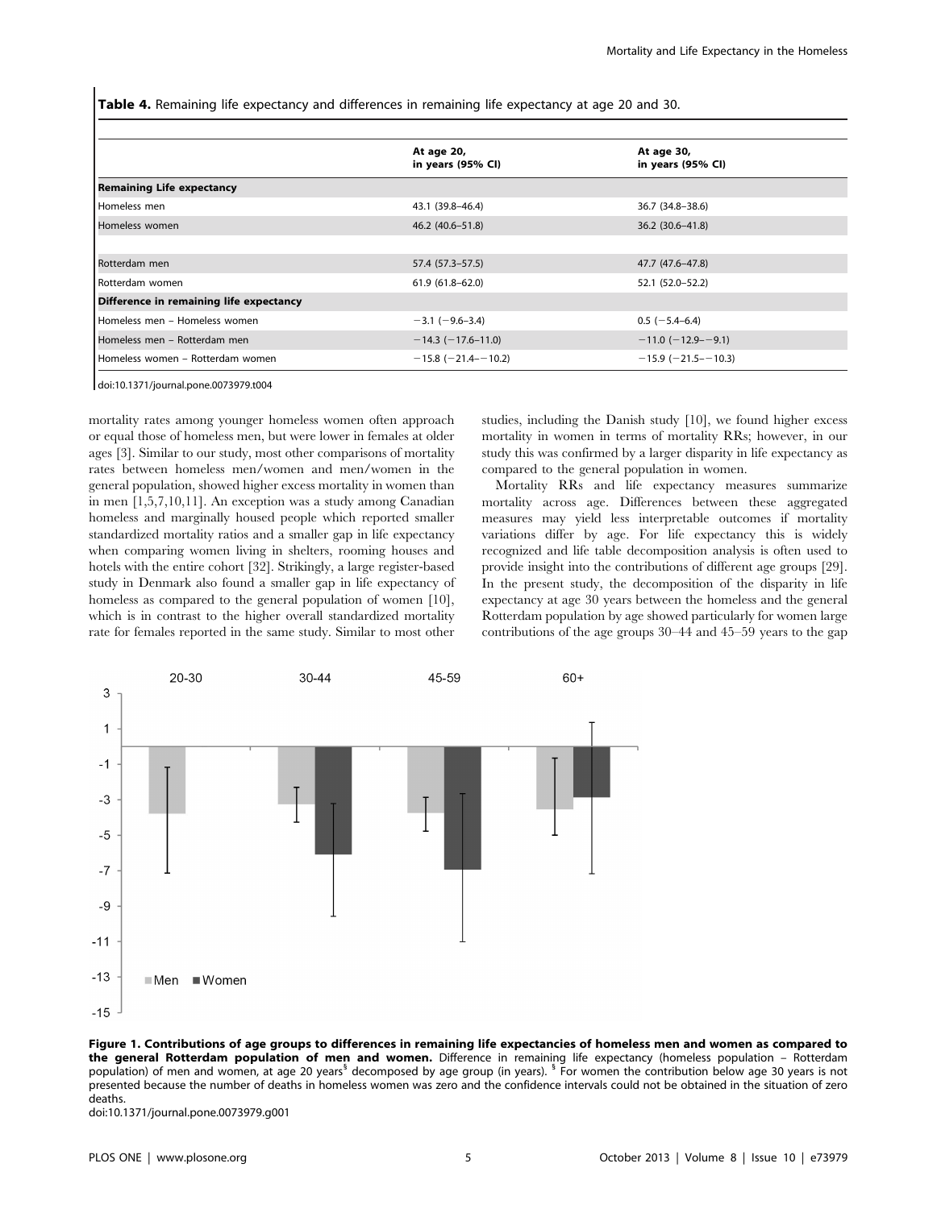**Table 4.** Remaining life expectancy and differences in remaining life expectancy at age 20 and 30.

| | At age 20, in years (95% CI) | At age 30, in years (95% CI) |
|---|---|---|
| **Remaining Life expectancy** | | |
| Homeless men | 43.1 (39.8–46.4) | 36.7 (34.8–38.6) |
| Homeless women | 46.2 (40.6–51.8) | 36.2 (30.6–41.8) |
| | | |
| Rotterdam men | 57.4 (57.3–57.5) | 47.7 (47.6–47.8) |
| Rotterdam women | 61.9 (61.8–62.0) | 52.1 (52.0–52.2) |
| **Difference in remaining life expectancy** | | |
| Homeless men – Homeless women | −3.1 (−9.6–3.4) | 0.5 (−5.4–6.4) |
| Homeless men – Rotterdam men | −14.3 (−17.6–11.0) | −11.0 (−12.9–−9.1) |
| Homeless women – Rotterdam women | −15.8 (−21.4–−10.2) | −15.9 (−21.5–−10.3) |

doi:10.1371/journal.pone.0073979.t004

mortality rates among younger homeless women often approach or equal those of homeless men, but were lower in females at older ages [3]. Similar to our study, most other comparisons of mortality rates between homeless men/women and men/women in the general population, showed higher excess mortality in women than in men [1,5,7,10,11]. An exception was a study among Canadian homeless and marginally housed people which reported smaller standardized mortality ratios and a smaller gap in life expectancy when comparing women living in shelters, rooming houses and hotels with the entire cohort [32]. Strikingly, a large register-based study in Denmark also found a smaller gap in life expectancy of homeless as compared to the general population of women [10], which is in contrast to the higher overall standardized mortality rate for females reported in the same study. Similar to most other studies, including the Danish study [10], we found higher excess mortality in women in terms of mortality RRs; however, in our study this was confirmed by a larger disparity in life expectancy as compared to the general population in women.

Mortality RRs and life expectancy measures summarize mortality across age. Differences between these aggregated measures may yield less interpretable outcomes if mortality variations differ by age. For life expectancy this is widely recognized and life table decomposition analysis is often used to provide insight into the contributions of different age groups [29]. In the present study, the decomposition of the disparity in life expectancy at age 30 years between the homeless and the general Rotterdam population by age showed particularly for women large contributions of the age groups 30–44 and 45–59 years to the gap

**Figure 1. Contributions of age groups to differences in remaining life expectancies of homeless men and women as compared to the general Rotterdam population of men and women.** Difference in remaining life expectancy (homeless population – Rotterdam population) of men and women, at age 20 years[§] decomposed by age group (in years). [§] For women the contribution below age 30 years is not presented because the number of deaths in homeless women was zero and the confidence intervals could not be obtained in the situation of zero deaths.
doi:10.1371/journal.pone.0073979.g001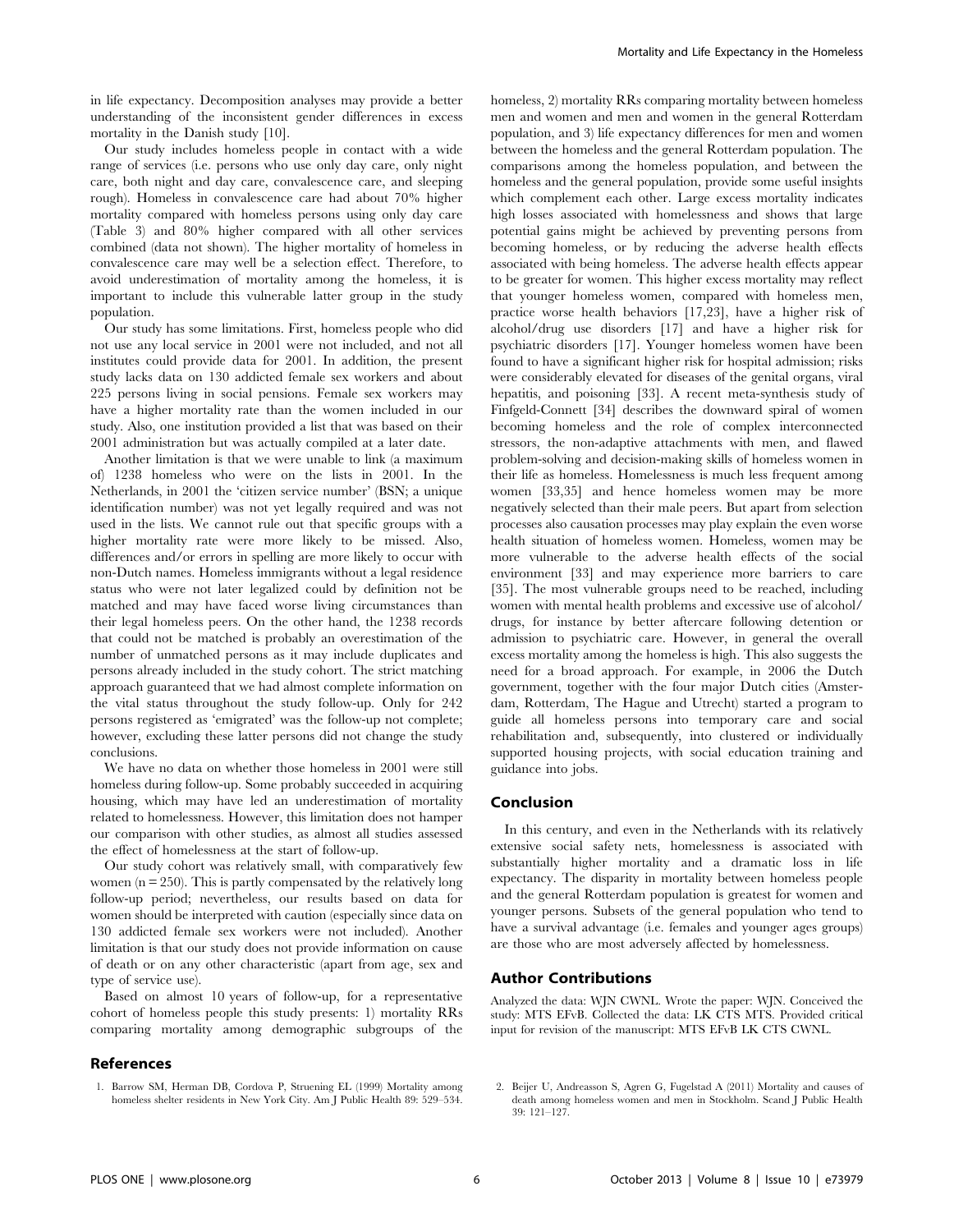in life expectancy. Decomposition analyses may provide a better understanding of the inconsistent gender differences in excess mortality in the Danish study [10].

Our study includes homeless people in contact with a wide range of services (i.e. persons who use only day care, only night care, both night and day care, convalescence care, and sleeping rough). Homeless in convalescence care had about 70% higher mortality compared with homeless persons using only day care (Table 3) and 80% higher compared with all other services combined (data not shown). The higher mortality of homeless in convalescence care may well be a selection effect. Therefore, to avoid underestimation of mortality among the homeless, it is important to include this vulnerable latter group in the study population.

Our study has some limitations. First, homeless people who did not use any local service in 2001 were not included, and not all institutes could provide data for 2001. In addition, the present study lacks data on 130 addicted female sex workers and about 225 persons living in social pensions. Female sex workers may have a higher mortality rate than the women included in our study. Also, one institution provided a list that was based on their 2001 administration but was actually compiled at a later date.

Another limitation is that we were unable to link (a maximum of) 1238 homeless who were on the lists in 2001. In the Netherlands, in 2001 the 'citizen service number' (BSN; a unique identification number) was not yet legally required and was not used in the lists. We cannot rule out that specific groups with a higher mortality rate were more likely to be missed. Also, differences and/or errors in spelling are more likely to occur with non-Dutch names. Homeless immigrants without a legal residence status who were not later legalized could by definition not be matched and may have faced worse living circumstances than their legal homeless peers. On the other hand, the 1238 records that could not be matched is probably an overestimation of the number of unmatched persons as it may include duplicates and persons already included in the study cohort. The strict matching approach guaranteed that we had almost complete information on the vital status throughout the study follow-up. Only for 242 persons registered as 'emigrated' was the follow-up not complete; however, excluding these latter persons did not change the study conclusions.

We have no data on whether those homeless in 2001 were still homeless during follow-up. Some probably succeeded in acquiring housing, which may have led an underestimation of mortality related to homelessness. However, this limitation does not hamper our comparison with other studies, as almost all studies assessed the effect of homelessness at the start of follow-up.

Our study cohort was relatively small, with comparatively few women (n = 250). This is partly compensated by the relatively long follow-up period; nevertheless, our results based on data for women should be interpreted with caution (especially since data on 130 addicted female sex workers were not included). Another limitation is that our study does not provide information on cause of death or on any other characteristic (apart from age, sex and type of service use).

Based on almost 10 years of follow-up, for a representative cohort of homeless people this study presents: 1) mortality RRs comparing mortality among demographic subgroups of the homeless, 2) mortality RRs comparing mortality between homeless men and women and men and women in the general Rotterdam population, and 3) life expectancy differences for men and women between the homeless and the general Rotterdam population. The comparisons among the homeless population, and between the homeless and the general population, provide some useful insights which complement each other. Large excess mortality indicates high losses associated with homelessness and shows that large potential gains might be achieved by preventing persons from becoming homeless, or by reducing the adverse health effects associated with being homeless. The adverse health effects appear to be greater for women. This higher excess mortality may reflect that younger homeless women, compared with homeless men, practice worse health behaviors [17,23], have a higher risk of alcohol/drug use disorders [17] and have a higher risk for psychiatric disorders [17]. Younger homeless women have been found to have a significant higher risk for hospital admission; risks were considerably elevated for diseases of the genital organs, viral hepatitis, and poisoning [33]. A recent meta-synthesis study of Finfgeld-Connett [34] describes the downward spiral of women becoming homeless and the role of complex interconnected stressors, the non-adaptive attachments with men, and flawed problem-solving and decision-making skills of homeless women in their life as homeless. Homelessness is much less frequent among women [33,35] and hence homeless women may be more negatively selected than their male peers. But apart from selection processes also causation processes may play explain the even worse health situation of homeless women. Homeless, women may be more vulnerable to the adverse health effects of the social environment [33] and may experience more barriers to care [35]. The most vulnerable groups need to be reached, including women with mental health problems and excessive use of alcohol/drugs, for instance by better aftercare following detention or admission to psychiatric care. However, in general the overall excess mortality among the homeless is high. This also suggests the need for a broad approach. For example, in 2006 the Dutch government, together with the four major Dutch cities (Amsterdam, Rotterdam, The Hague and Utrecht) started a program to guide all homeless persons into temporary care and social rehabilitation and, subsequently, into clustered or individually supported housing projects, with social education training and guidance into jobs.

## Conclusion

In this century, and even in the Netherlands with its relatively extensive social safety nets, homelessness is associated with substantially higher mortality and a dramatic loss in life expectancy. The disparity in mortality between homeless people and the general Rotterdam population is greatest for women and younger persons. Subsets of the general population who tend to have a survival advantage (i.e. females and younger ages groups) are those who are most adversely affected by homelessness.

## Author Contributions

Analyzed the data: WJN CWNL. Wrote the paper: WJN. Conceived the study: MTS EFvB. Collected the data: LK CTS MTS. Provided critical input for revision of the manuscript: MTS EFvB LK CTS CWNL.

## References

1. Barrow SM, Herman DB, Cordova P, Struening EL (1999) Mortality among homeless shelter residents in New York City. Am J Public Health 89: 529–534.
2. Beijer U, Andreasson S, Agren G, Fugelstad A (2011) Mortality and causes of death among homeless women and men in Stockholm. Scand J Public Health 39: 121–127.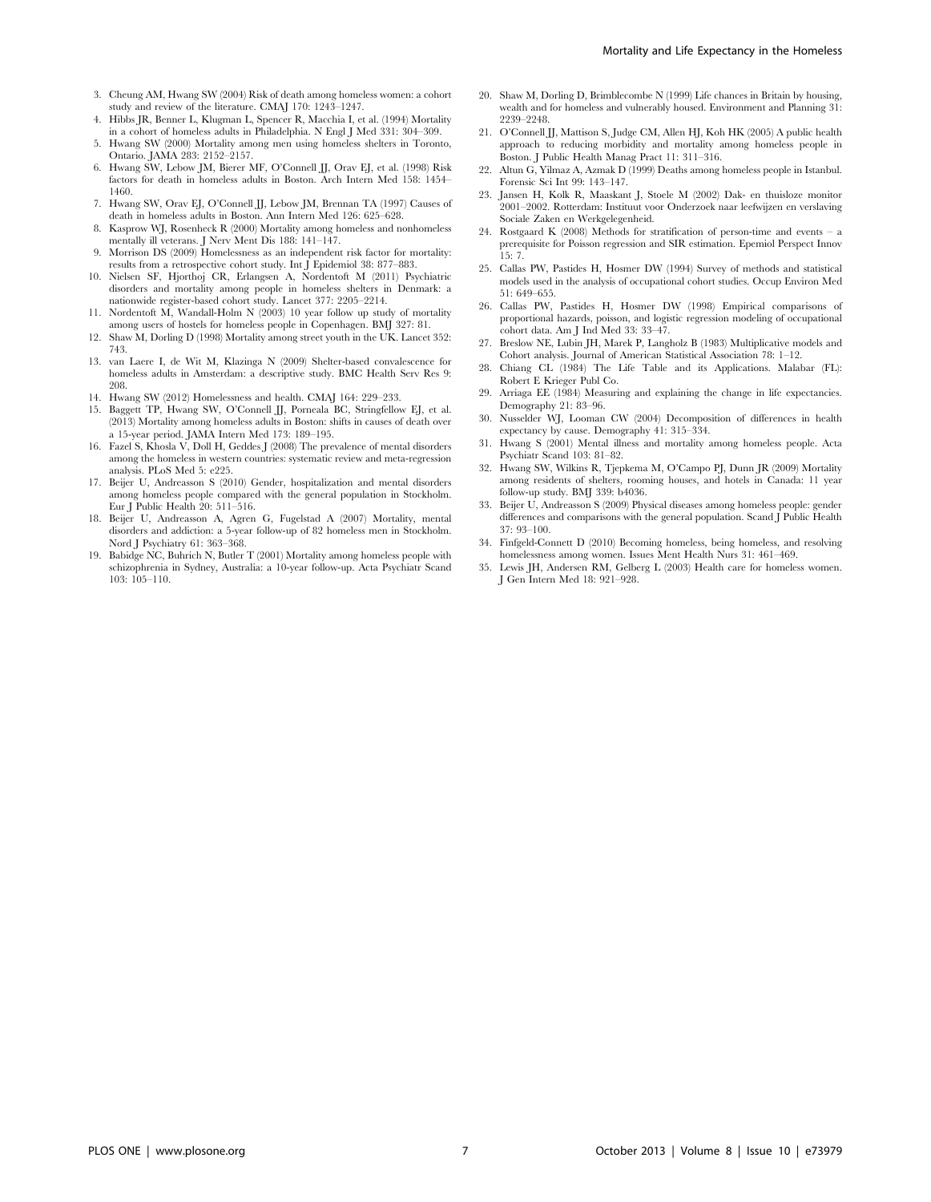3. Cheung AM, Hwang SW (2004) Risk of death among homeless women: a cohort study and review of the literature. CMAJ 170: 1243–1247.
4. Hibbs JR, Benner L, Klugman L, Spencer R, Macchia I, et al. (1994) Mortality in a cohort of homeless adults in Philadelphia. N Engl J Med 331: 304–309.
5. Hwang SW (2000) Mortality among men using homeless shelters in Toronto, Ontario. JAMA 283: 2152–2157.
6. Hwang SW, Lebow JM, Bierer MF, O'Connell JJ, Orav EJ, et al. (1998) Risk factors for death in homeless adults in Boston. Arch Intern Med 158: 1454–1460.
7. Hwang SW, Orav EJ, O'Connell JJ, Lebow JM, Brennan TA (1997) Causes of death in homeless adults in Boston. Ann Intern Med 126: 625–628.
8. Kasprow WJ, Rosenheck R (2000) Mortality among homeless and nonhomeless mentally ill veterans. J Nerv Ment Dis 188: 141–147.
9. Morrison DS (2009) Homelessness as an independent risk factor for mortality: results from a retrospective cohort study. Int J Epidemiol 38: 877–883.
10. Nielsen SF, Hjorthoj CR, Erlangsen A, Nordentoft M (2011) Psychiatric disorders and mortality among people in homeless shelters in Denmark: a nationwide register-based cohort study. Lancet 377: 2205–2214.
11. Nordentoft M, Wandall-Holm N (2003) 10 year follow up study of mortality among users of hostels for homeless people in Copenhagen. BMJ 327: 81.
12. Shaw M, Dorling D (1998) Mortality among street youth in the UK. Lancet 352: 743.
13. van Laere I, de Wit M, Klazinga N (2009) Shelter-based convalescence for homeless adults in Amsterdam: a descriptive study. BMC Health Serv Res 9: 208.
14. Hwang SW (2012) Homelessness and health. CMAJ 164: 229–233.
15. Baggett TP, Hwang SW, O'Connell JJ, Porneala BC, Stringfellow EJ, et al. (2013) Mortality among homeless adults in Boston: shifts in causes of death over a 15-year period. JAMA Intern Med 173: 189–195.
16. Fazel S, Khosla V, Doll H, Geddes J (2008) The prevalence of mental disorders among the homeless in western countries: systematic review and meta-regression analysis. PLoS Med 5: e225.
17. Beijer U, Andreasson S (2010) Gender, hospitalization and mental disorders among homeless people compared with the general population in Stockholm. Eur J Public Health 20: 511–516.
18. Beijer U, Andreasson A, Agren G, Fugelstad A (2007) Mortality, mental disorders and addiction: a 5-year follow-up of 82 homeless men in Stockholm. Nord J Psychiatry 61: 363–368.
19. Babidge NC, Buhrich N, Butler T (2001) Mortality among homeless people with schizophrenia in Sydney, Australia: a 10-year follow-up. Acta Psychiatr Scand 103: 105–110.
20. Shaw M, Dorling D, Brimblecombe N (1999) Life chances in Britain by housing, wealth and for homeless and vulnerably housed. Environment and Planning 31: 2239–2248.
21. O'Connell JJ, Mattison S, Judge CM, Allen HJ, Koh HK (2005) A public health approach to reducing morbidity and mortality among homeless people in Boston. J Public Health Manag Pract 11: 311–316.
22. Altun G, Yilmaz A, Azmak D (1999) Deaths among homeless people in Istanbul. Forensic Sci Int 99: 143–147.
23. Jansen H, Kolk R, Maaskant J, Stoele M (2002) Dak- en thuisloze monitor 2001–2002. Rotterdam: Instituut voor Onderzoek naar leefwijzen en verslaving Sociale Zaken en Werkgelegenheid.
24. Rostgaard K (2008) Methods for stratification of person-time and events – a prerequisite for Poisson regression and SIR estimation. Epemiol Perspect Innov 15: 7.
25. Callas PW, Pastides H, Hosmer DW (1994) Survey of methods and statistical models used in the analysis of occupational cohort studies. Occup Environ Med 51: 649–655.
26. Callas PW, Pastides H, Hosmer DW (1998) Empirical comparisons of proportional hazards, poisson, and logistic regression modeling of occupational cohort data. Am J Ind Med 33: 33–47.
27. Breslow NE, Lubin JH, Marek P, Langholz B (1983) Multiplicative models and Cohort analysis. Journal of American Statistical Association 78: 1–12.
28. Chiang CL (1984) The Life Table and its Applications. Malabar (FL): Robert E Krieger Publ Co.
29. Arriaga EE (1984) Measuring and explaining the change in life expectancies. Demography 21: 83–96.
30. Nusselder WJ, Looman CW (2004) Decomposition of differences in health expectancy by cause. Demography 41: 315–334.
31. Hwang S (2001) Mental illness and mortality among homeless people. Acta Psychiatr Scand 103: 81–82.
32. Hwang SW, Wilkins R, Tjepkema M, O'Campo PJ, Dunn JR (2009) Mortality among residents of shelters, rooming houses, and hotels in Canada: 11 year follow-up study. BMJ 339: b4036.
33. Beijer U, Andreasson S (2009) Physical diseases among homeless people: gender differences and comparisons with the general population. Scand J Public Health 37: 93–100.
34. Finfgeld-Connett D (2010) Becoming homeless, being homeless, and resolving homelessness among women. Issues Ment Health Nurs 31: 461–469.
35. Lewis JH, Andersen RM, Gelberg L (2003) Health care for homeless women. J Gen Intern Med 18: 921–928.